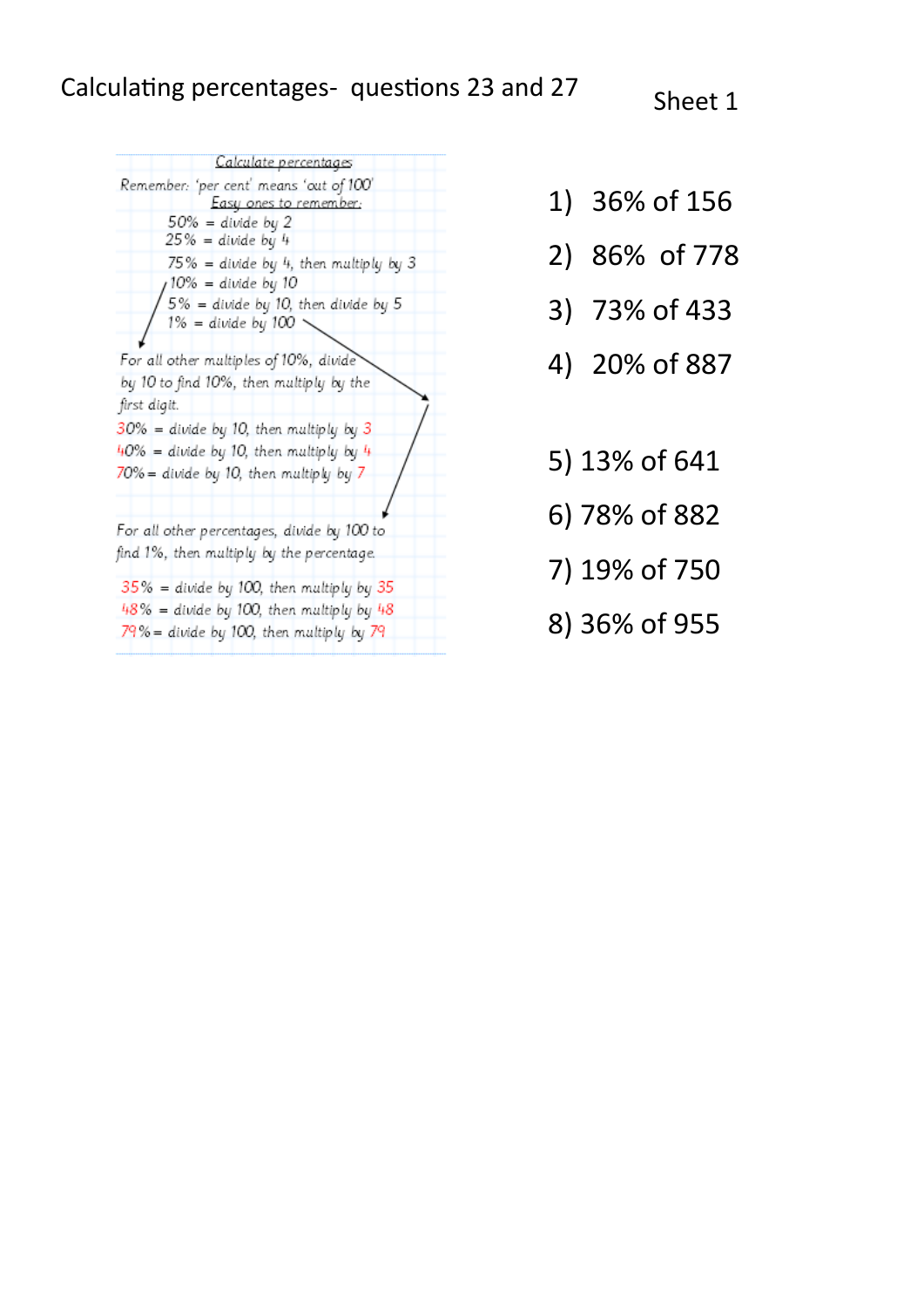# Calculating percentages- questions 23 and 27

Sheet 1

## Calculate percentages

Remember: 'per cent' means 'out of 100'

Easy ones to remember:

- 50% = divide by 2
- 25% = divide by 4
- 75% = divide by 4, then multiply by 3
- 10% = divide by 10
- 5% = divide by 10, then divide by 5
- 1% = divide by 100

For all other multiples of 10%, divide by 10 to find 10%, then multiply by the first digit.

- 30% = divide by 10, then multiply by 3
- 40% = divide by 10, then multiply by 4
- 70% = divide by 10, then multiply by 7

For all other percentages, divide by 100 to find 1%, then multiply by the percentage.

- 35% = divide by 100, then multiply by 35
- 48% = divide by 100, then multiply by 48
- 79% = divide by 100, then multiply by 79

1) 36% of 156

2) 86% of 778

3) 73% of 433

4) 20% of 887

5) 13% of 641

6) 78% of 882

7) 19% of 750

8) 36% of 955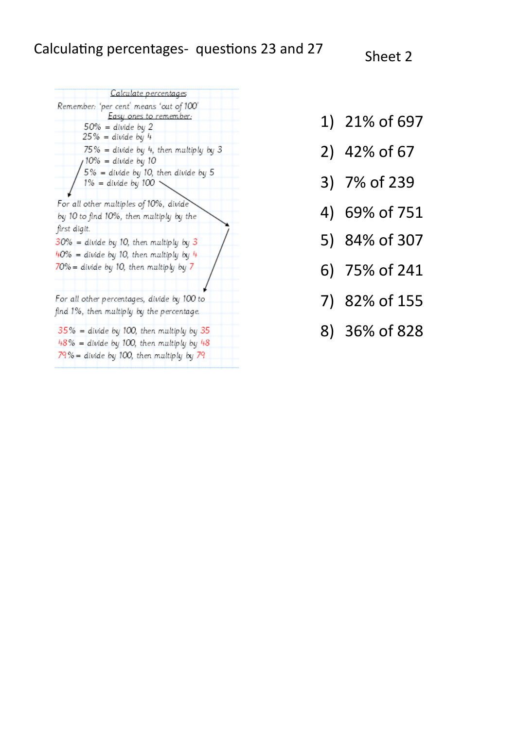# Calculating percentages- questions 23 and 27

Sheet 2

## Calculate percentages

Remember: 'per cent' means 'out of 100'

Easy ones to remember:

- 50% = divide by 2
- 25% = divide by 4
- 75% = divide by 4, then multiply by 3
- 10% = divide by 10
- 5% = divide by 10, then divide by 5
- 1% = divide by 100

For all other multiples of 10%, divide by 10 to find 10%, then multiply by the first digit.

- 30% = divide by 10, then multiply by 3
- 40% = divide by 10, then multiply by 4
- 70% = divide by 10, then multiply by 7

For all other percentages, divide by 100 to find 1%, then multiply by the percentage.

- 35% = divide by 100, then multiply by 35
- 48% = divide by 100, then multiply by 48
- 79% = divide by 100, then multiply by 79

1) 21% of 697
2) 42% of 67
3) 7% of 239
4) 69% of 751
5) 84% of 307
6) 75% of 241
7) 82% of 155
8) 36% of 828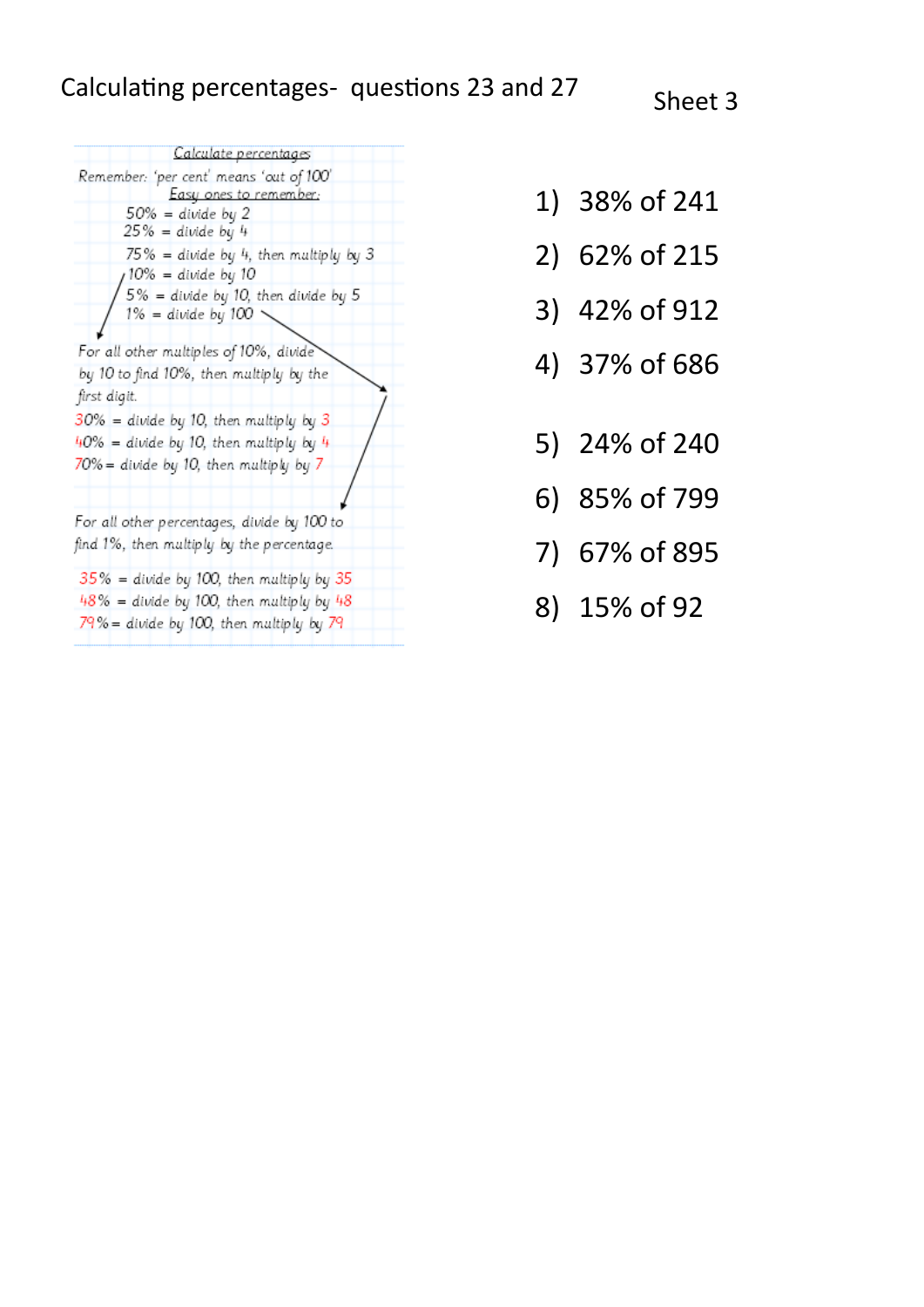# Calculating percentages- questions 23 and 27

Sheet 3

## Calculate percentages

Remember: 'per cent' means 'out of 100'

Easy ones to remember:

- 50% = divide by 2
- 25% = divide by 4
- 75% = divide by 4, then multiply by 3
- 10% = divide by 10
- 5% = divide by 10, then divide by 5
- 1% = divide by 100

For all other multiples of 10%, divide by 10 to find 10%, then multiply by the first digit.

- 30% = divide by 10, then multiply by 3
- 40% = divide by 10, then multiply by 4
- 70% = divide by 10, then multiply by 7

For all other percentages, divide by 100 to find 1%, then multiply by the percentage.

- 35% = divide by 100, then multiply by 35
- 48% = divide by 100, then multiply by 48
- 79% = divide by 100, then multiply by 79

1) 38% of 241
2) 62% of 215
3) 42% of 912
4) 37% of 686
5) 24% of 240
6) 85% of 799
7) 67% of 895
8) 15% of 92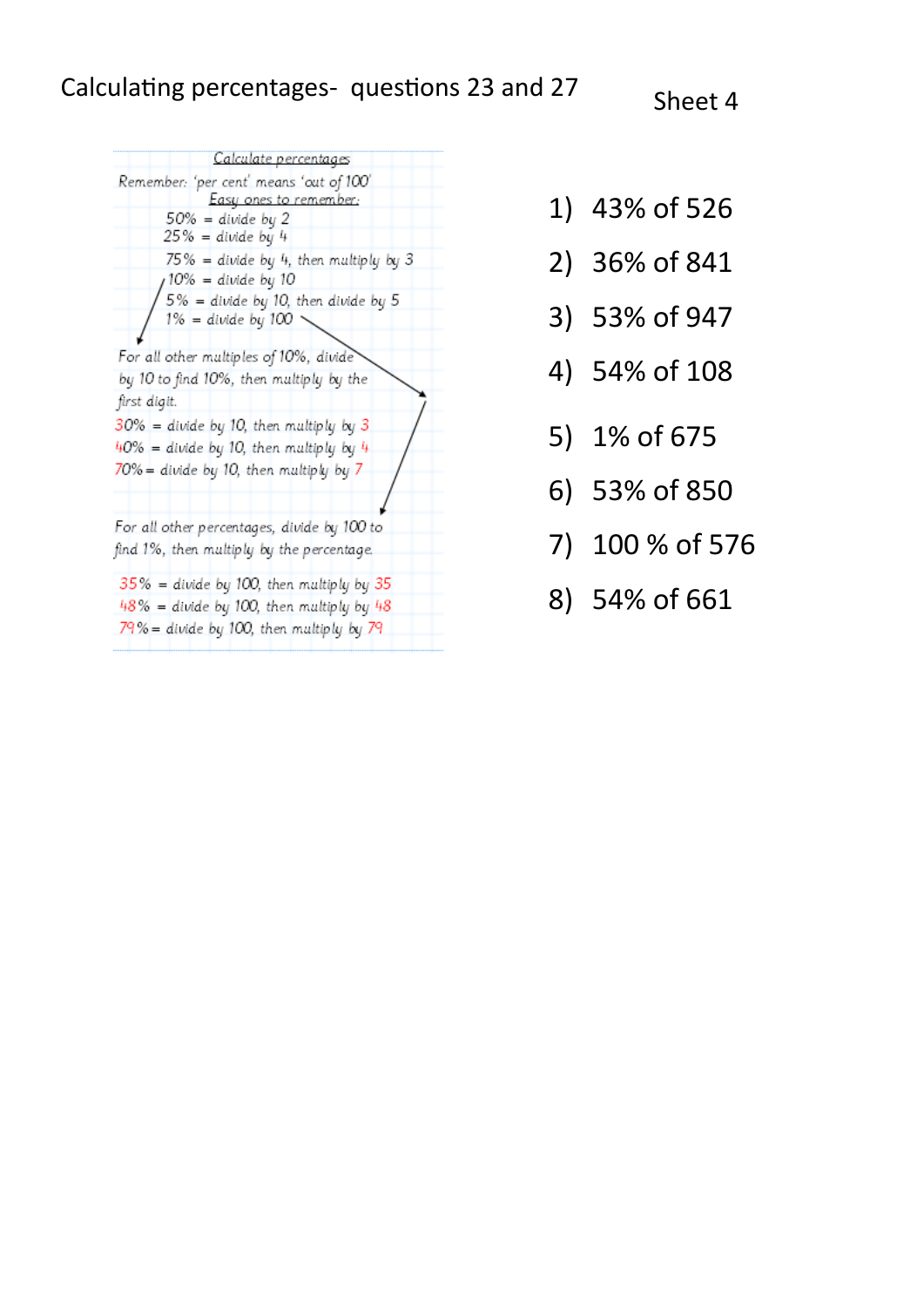# Calculating percentages- questions 23 and 27

Sheet 4

## Calculate percentages

Remember: 'per cent' means 'out of 100'

Easy ones to remember:

- 50% = divide by 2
- 25% = divide by 4
- 75% = divide by 4, then multiply by 3
- 10% = divide by 10
- 5% = divide by 10, then divide by 5
- 1% = divide by 100

For all other multiples of 10%, divide by 10 to find 10%, then multiply by the first digit.

- 30% = divide by 10, then multiply by 3
- 40% = divide by 10, then multiply by 4
- 70% = divide by 10, then multiply by 7

For all other percentages, divide by 100 to find 1%, then multiply by the percentage.

- 35% = divide by 100, then multiply by 35
- 48% = divide by 100, then multiply by 48
- 79% = divide by 100, then multiply by 79

1) 43% of 526
2) 36% of 841
3) 53% of 947
4) 54% of 108
5) 1% of 675
6) 53% of 850
7) 100 % of 576
8) 54% of 661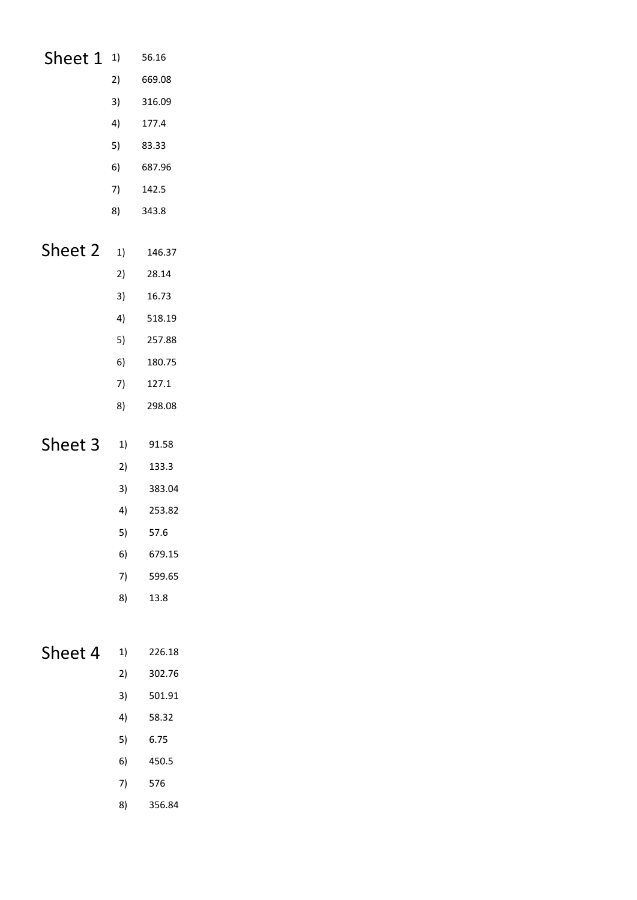## Sheet 1

1) 56.16
2) 669.08
3) 316.09
4) 177.4
5) 83.33
6) 687.96
7) 142.5
8) 343.8

## Sheet 2

1) 146.37
2) 28.14
3) 16.73
4) 518.19
5) 257.88
6) 180.75
7) 127.1
8) 298.08

## Sheet 3

1) 91.58
2) 133.3
3) 383.04
4) 253.82
5) 57.6
6) 679.15
7) 599.65
8) 13.8

## Sheet 4

1) 226.18
2) 302.76
3) 501.91
4) 58.32
5) 6.75
6) 450.5
7) 576
8) 356.84